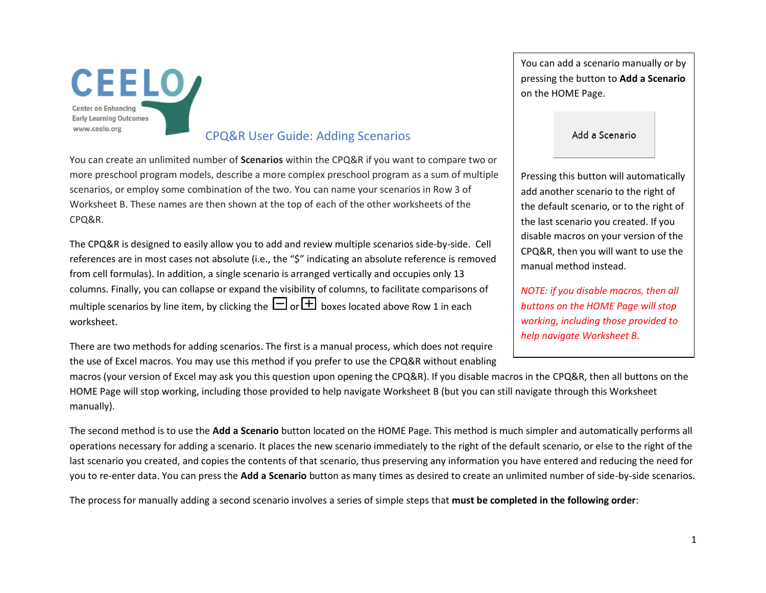Center on Enhancing Early Learning Outcomes
www.ceelo.org

# CPQ&R User Guide: Adding Scenarios

You can create an unlimited number of **Scenarios** within the CPQ&R if you want to compare two or more preschool program models, describe a more complex preschool program as a sum of multiple scenarios, or employ some combination of the two. You can name your scenarios in Row 3 of Worksheet B. These names are then shown at the top of each of the other worksheets of the CPQ&R.

The CPQ&R is designed to easily allow you to add and review multiple scenarios side-by-side. Cell references are in most cases not absolute (i.e., the "$" indicating an absolute reference is removed from cell formulas). In addition, a single scenario is arranged vertically and occupies only 13 columns. Finally, you can collapse or expand the visibility of columns, to facilitate comparisons of multiple scenarios by line item, by clicking the ⊟ or ⊞ boxes located above Row 1 in each worksheet.

There are two methods for adding scenarios. The first is a manual process, which does not require the use of Excel macros. You may use this method if you prefer to use the CPQ&R without enabling macros (your version of Excel may ask you this question upon opening the CPQ&R). If you disable macros in the CPQ&R, then all buttons on the HOME Page will stop working, including those provided to help navigate Worksheet B (but you can still navigate through this Worksheet manually).

> You can add a scenario manually or by pressing the button to **Add a Scenario** on the HOME Page.
>
> Add a Scenario
>
> Pressing this button will automatically add another scenario to the right of the default scenario, or to the right of the last scenario you created. If you disable macros on your version of the CPQ&R, then you will want to use the manual method instead.
>
> *NOTE: if you disable macros, then all buttons on the HOME Page will stop working, including those provided to help navigate Worksheet B.*

The second method is to use the **Add a Scenario** button located on the HOME Page. This method is much simpler and automatically performs all operations necessary for adding a scenario. It places the new scenario immediately to the right of the default scenario, or else to the right of the last scenario you created, and copies the contents of that scenario, thus preserving any information you have entered and reducing the need for you to re-enter data. You can press the **Add a Scenario** button as many times as desired to create an unlimited number of side-by-side scenarios.

The process for manually adding a second scenario involves a series of simple steps that **must be completed in the following order**: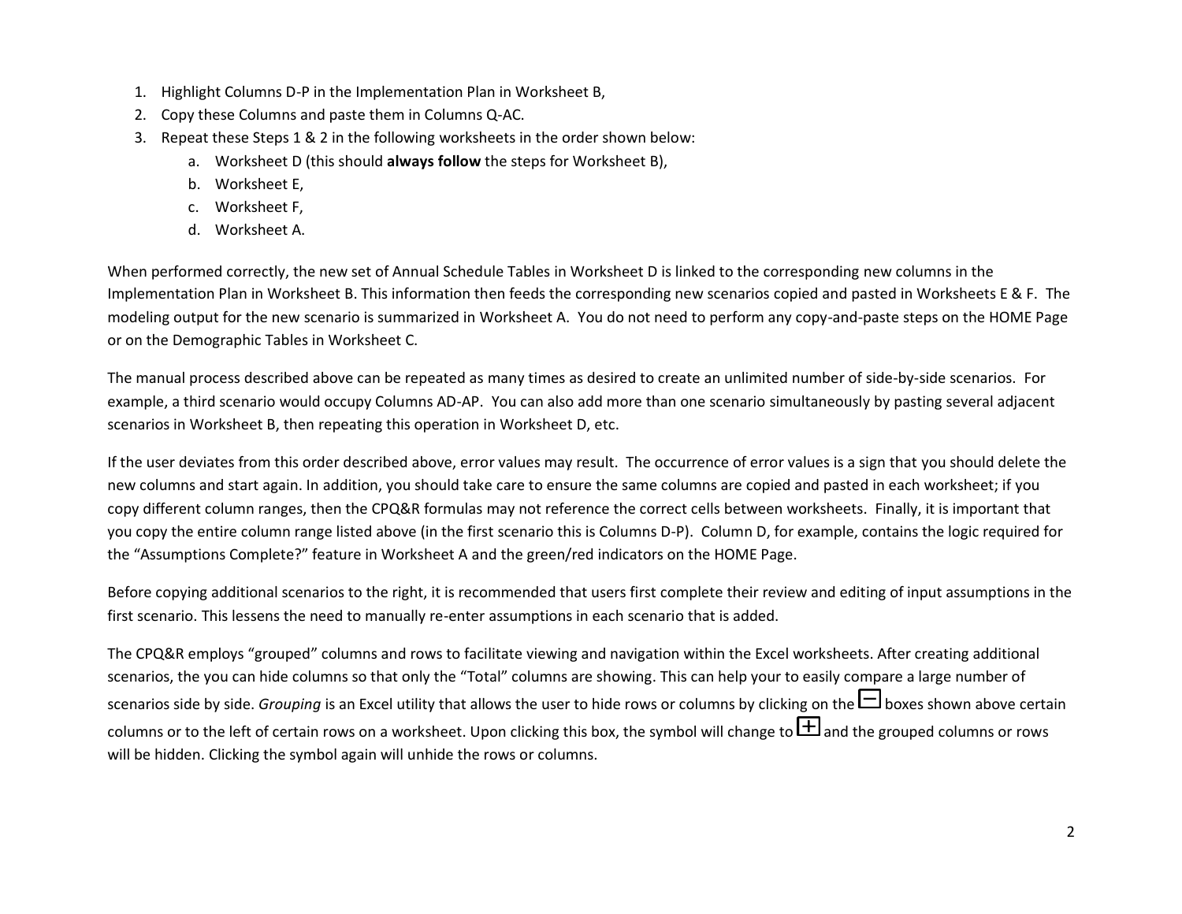1. Highlight Columns D-P in the Implementation Plan in Worksheet B,
2. Copy these Columns and paste them in Columns Q-AC.
3. Repeat these Steps 1 & 2 in the following worksheets in the order shown below:
   a. Worksheet D (this should **always follow** the steps for Worksheet B),
   b. Worksheet E,
   c. Worksheet F,
   d. Worksheet A.

When performed correctly, the new set of Annual Schedule Tables in Worksheet D is linked to the corresponding new columns in the Implementation Plan in Worksheet B. This information then feeds the corresponding new scenarios copied and pasted in Worksheets E & F. The modeling output for the new scenario is summarized in Worksheet A. You do not need to perform any copy-and-paste steps on the HOME Page or on the Demographic Tables in Worksheet C.

The manual process described above can be repeated as many times as desired to create an unlimited number of side-by-side scenarios. For example, a third scenario would occupy Columns AD-AP. You can also add more than one scenario simultaneously by pasting several adjacent scenarios in Worksheet B, then repeating this operation in Worksheet D, etc.

If the user deviates from this order described above, error values may result. The occurrence of error values is a sign that you should delete the new columns and start again. In addition, you should take care to ensure the same columns are copied and pasted in each worksheet; if you copy different column ranges, then the CPQ&R formulas may not reference the correct cells between worksheets. Finally, it is important that you copy the entire column range listed above (in the first scenario this is Columns D-P). Column D, for example, contains the logic required for the "Assumptions Complete?" feature in Worksheet A and the green/red indicators on the HOME Page.

Before copying additional scenarios to the right, it is recommended that users first complete their review and editing of input assumptions in the first scenario. This lessens the need to manually re-enter assumptions in each scenario that is added.

The CPQ&R employs "grouped" columns and rows to facilitate viewing and navigation within the Excel worksheets. After creating additional scenarios, the you can hide columns so that only the "Total" columns are showing. This can help your to easily compare a large number of scenarios side by side. *Grouping* is an Excel utility that allows the user to hide rows or columns by clicking on the ⊟ boxes shown above certain columns or to the left of certain rows on a worksheet. Upon clicking this box, the symbol will change to ⊞ and the grouped columns or rows will be hidden. Clicking the symbol again will unhide the rows or columns.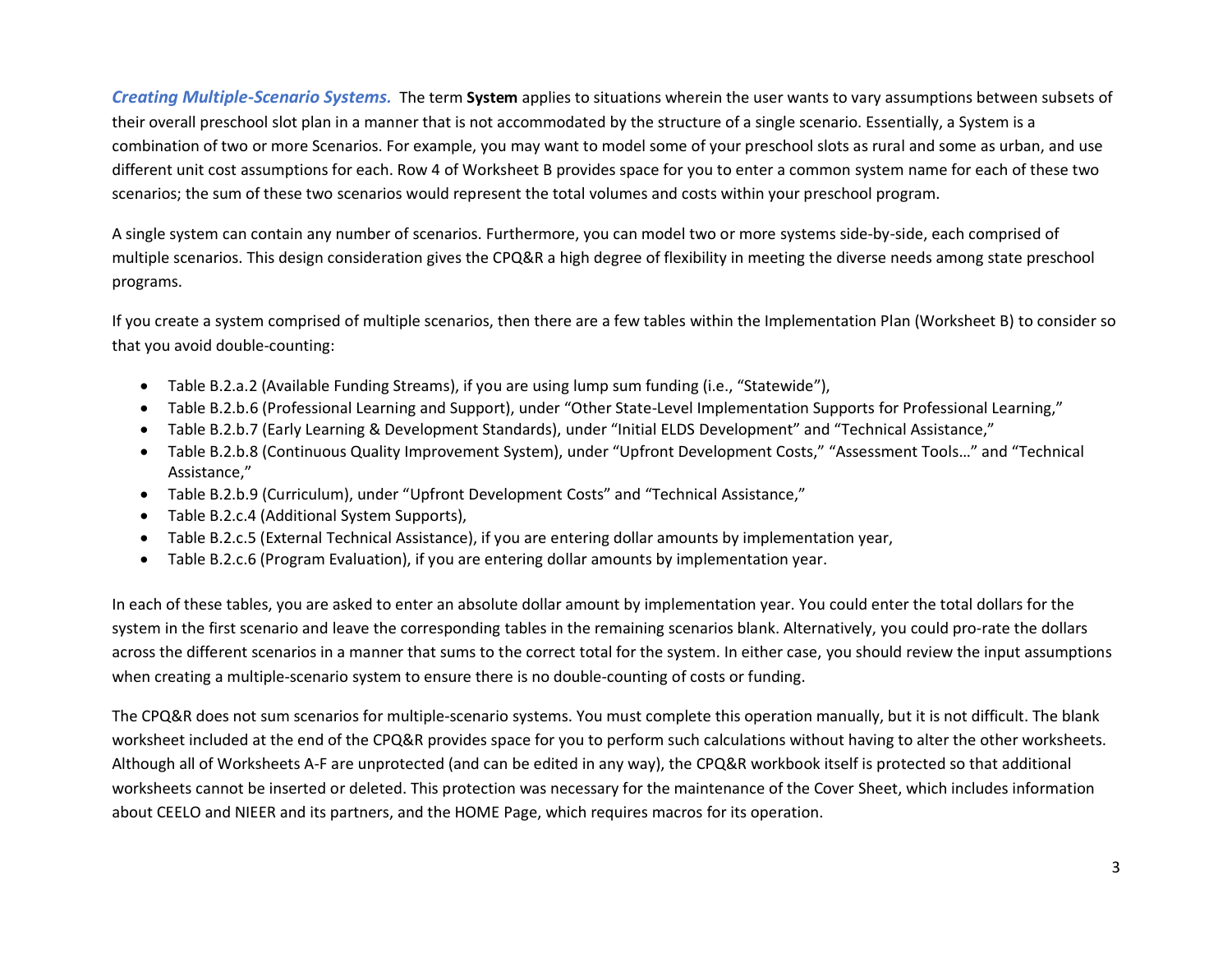***Creating Multiple-Scenario Systems.*** The term **System** applies to situations wherein the user wants to vary assumptions between subsets of their overall preschool slot plan in a manner that is not accommodated by the structure of a single scenario. Essentially, a System is a combination of two or more Scenarios. For example, you may want to model some of your preschool slots as rural and some as urban, and use different unit cost assumptions for each. Row 4 of Worksheet B provides space for you to enter a common system name for each of these two scenarios; the sum of these two scenarios would represent the total volumes and costs within your preschool program.

A single system can contain any number of scenarios. Furthermore, you can model two or more systems side-by-side, each comprised of multiple scenarios. This design consideration gives the CPQ&R a high degree of flexibility in meeting the diverse needs among state preschool programs.

If you create a system comprised of multiple scenarios, then there are a few tables within the Implementation Plan (Worksheet B) to consider so that you avoid double-counting:

- Table B.2.a.2 (Available Funding Streams), if you are using lump sum funding (i.e., "Statewide"),
- Table B.2.b.6 (Professional Learning and Support), under "Other State-Level Implementation Supports for Professional Learning,"
- Table B.2.b.7 (Early Learning & Development Standards), under "Initial ELDS Development" and "Technical Assistance,"
- Table B.2.b.8 (Continuous Quality Improvement System), under "Upfront Development Costs," "Assessment Tools…" and "Technical Assistance,"
- Table B.2.b.9 (Curriculum), under "Upfront Development Costs" and "Technical Assistance,"
- Table B.2.c.4 (Additional System Supports),
- Table B.2.c.5 (External Technical Assistance), if you are entering dollar amounts by implementation year,
- Table B.2.c.6 (Program Evaluation), if you are entering dollar amounts by implementation year.

In each of these tables, you are asked to enter an absolute dollar amount by implementation year. You could enter the total dollars for the system in the first scenario and leave the corresponding tables in the remaining scenarios blank. Alternatively, you could pro-rate the dollars across the different scenarios in a manner that sums to the correct total for the system. In either case, you should review the input assumptions when creating a multiple-scenario system to ensure there is no double-counting of costs or funding.

The CPQ&R does not sum scenarios for multiple-scenario systems. You must complete this operation manually, but it is not difficult. The blank worksheet included at the end of the CPQ&R provides space for you to perform such calculations without having to alter the other worksheets. Although all of Worksheets A-F are unprotected (and can be edited in any way), the CPQ&R workbook itself is protected so that additional worksheets cannot be inserted or deleted. This protection was necessary for the maintenance of the Cover Sheet, which includes information about CEELO and NIEER and its partners, and the HOME Page, which requires macros for its operation.